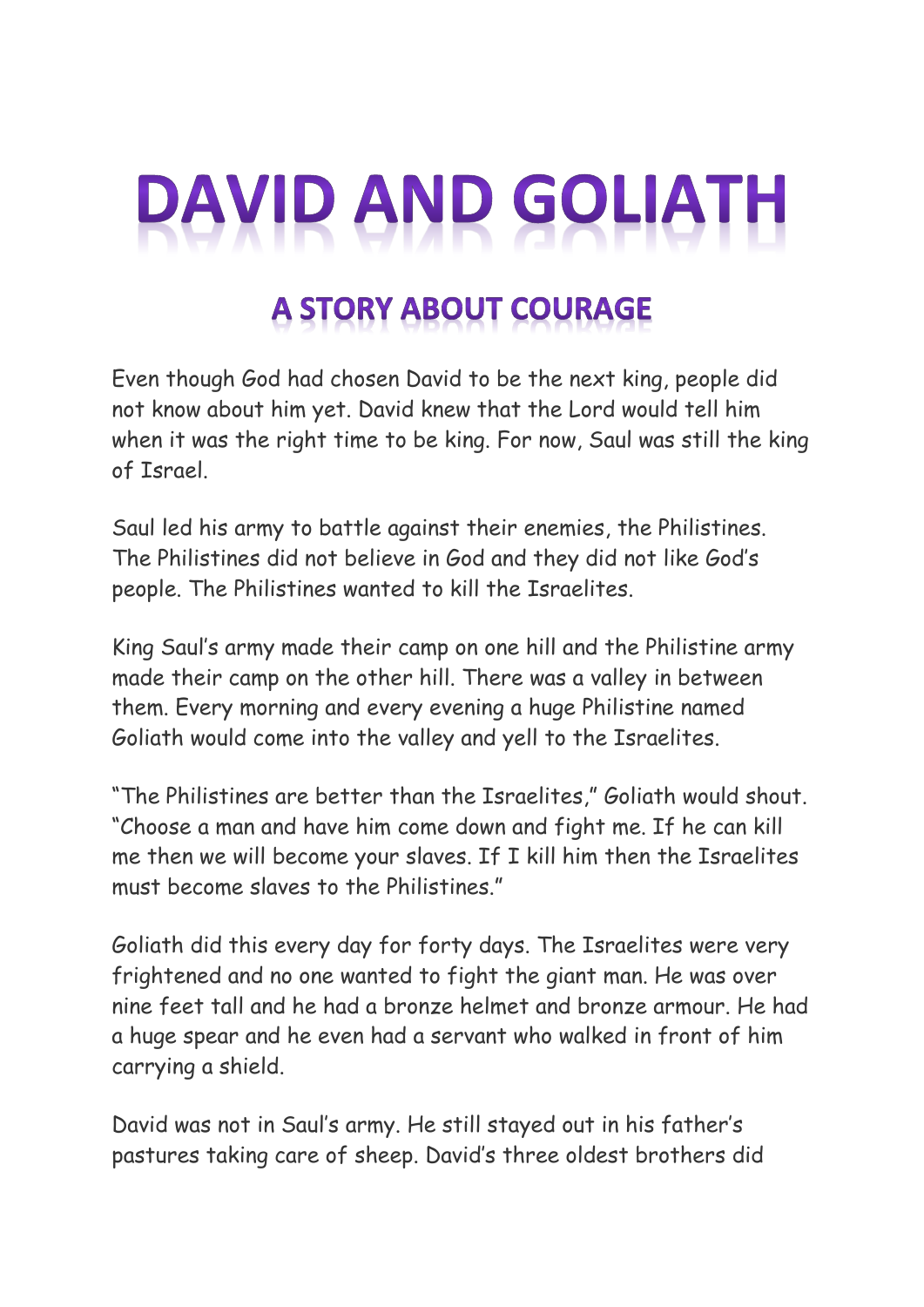# DAVID AND GOLIATH

## A STORY ABOUT COURAGE

Even though God had chosen David to be the next king, people did not know about him yet. David knew that the Lord would tell him when it was the right time to be king. For now, Saul was still the king of Israel.

Saul led his army to battle against their enemies, the Philistines. The Philistines did not believe in God and they did not like God's people. The Philistines wanted to kill the Israelites.

King Saul's army made their camp on one hill and the Philistine army made their camp on the other hill. There was a valley in between them. Every morning and every evening a huge Philistine named Goliath would come into the valley and yell to the Israelites.

"The Philistines are better than the Israelites," Goliath would shout. "Choose a man and have him come down and fight me. If he can kill me then we will become your slaves. If I kill him then the Israelites must become slaves to the Philistines."

Goliath did this every day for forty days. The Israelites were very frightened and no one wanted to fight the giant man. He was over nine feet tall and he had a bronze helmet and bronze armour. He had a huge spear and he even had a servant who walked in front of him carrying a shield.

David was not in Saul's army. He still stayed out in his father's pastures taking care of sheep. David's three oldest brothers did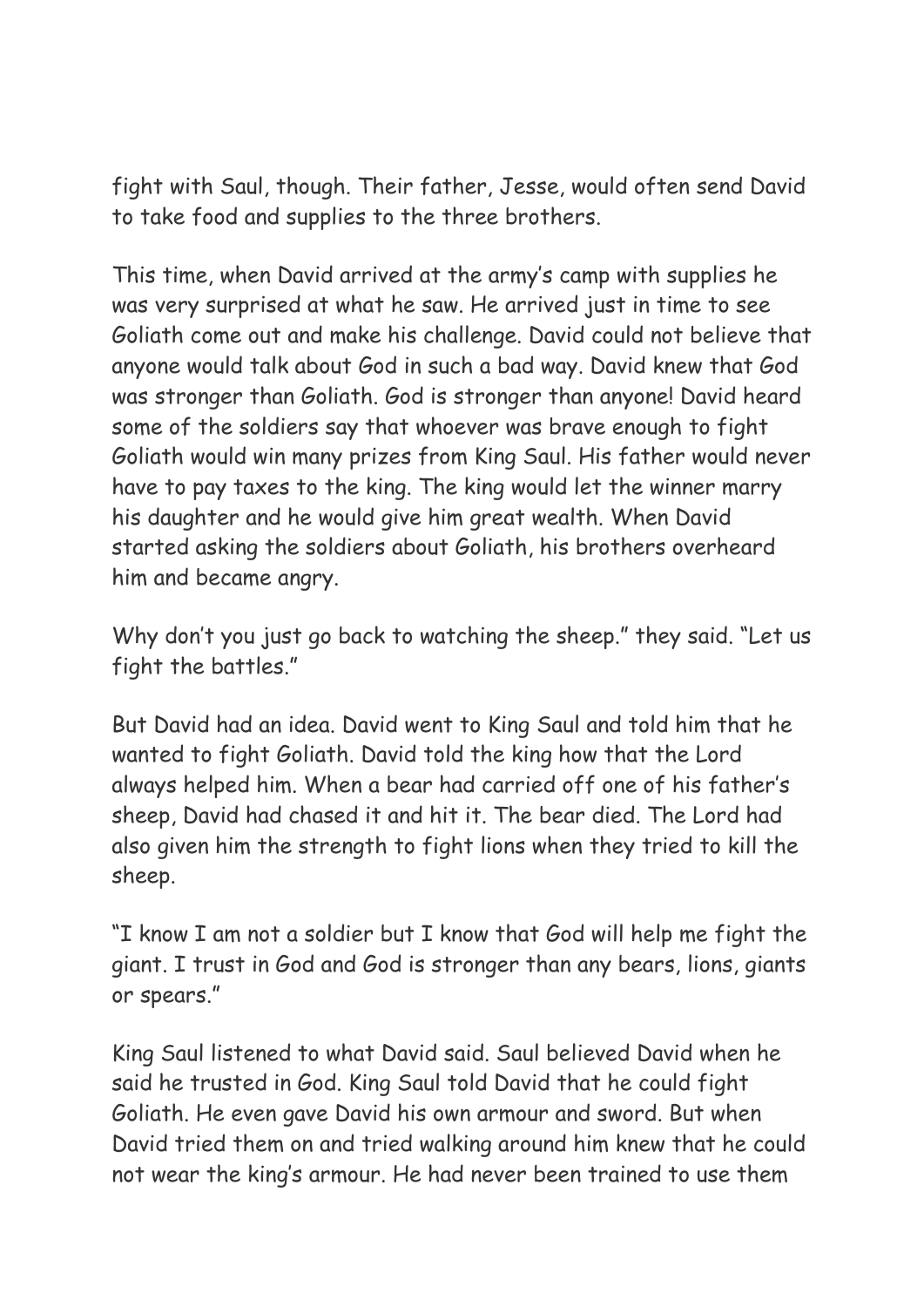fight with Saul, though. Their father, Jesse, would often send David to take food and supplies to the three brothers.

This time, when David arrived at the army's camp with supplies he was very surprised at what he saw. He arrived just in time to see Goliath come out and make his challenge. David could not believe that anyone would talk about God in such a bad way. David knew that God was stronger than Goliath. God is stronger than anyone! David heard some of the soldiers say that whoever was brave enough to fight Goliath would win many prizes from King Saul. His father would never have to pay taxes to the king. The king would let the winner marry his daughter and he would give him great wealth. When David started asking the soldiers about Goliath, his brothers overheard him and became angry.

Why don't you just go back to watching the sheep." they said. "Let us fight the battles."

But David had an idea. David went to King Saul and told him that he wanted to fight Goliath. David told the king how that the Lord always helped him. When a bear had carried off one of his father's sheep, David had chased it and hit it. The bear died. The Lord had also given him the strength to fight lions when they tried to kill the sheep.

"I know I am not a soldier but I know that God will help me fight the giant. I trust in God and God is stronger than any bears, lions, giants or spears."

King Saul listened to what David said. Saul believed David when he said he trusted in God. King Saul told David that he could fight Goliath. He even gave David his own armour and sword. But when David tried them on and tried walking around him knew that he could not wear the king's armour. He had never been trained to use them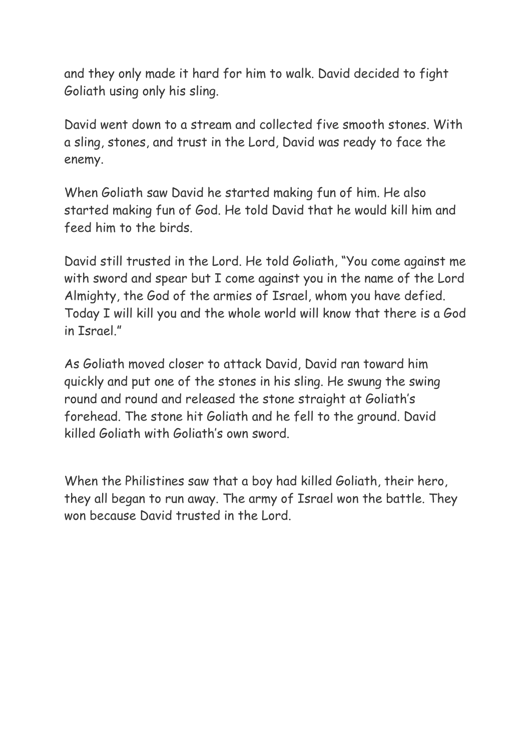and they only made it hard for him to walk. David decided to fight Goliath using only his sling.

David went down to a stream and collected five smooth stones. With a sling, stones, and trust in the Lord, David was ready to face the enemy.

When Goliath saw David he started making fun of him. He also started making fun of God. He told David that he would kill him and feed him to the birds.

David still trusted in the Lord. He told Goliath, "You come against me with sword and spear but I come against you in the name of the Lord Almighty, the God of the armies of Israel, whom you have defied. Today I will kill you and the whole world will know that there is a God in Israel."

As Goliath moved closer to attack David, David ran toward him quickly and put one of the stones in his sling. He swung the swing round and round and released the stone straight at Goliath's forehead. The stone hit Goliath and he fell to the ground. David killed Goliath with Goliath's own sword.

When the Philistines saw that a boy had killed Goliath, their hero, they all began to run away. The army of Israel won the battle. They won because David trusted in the Lord.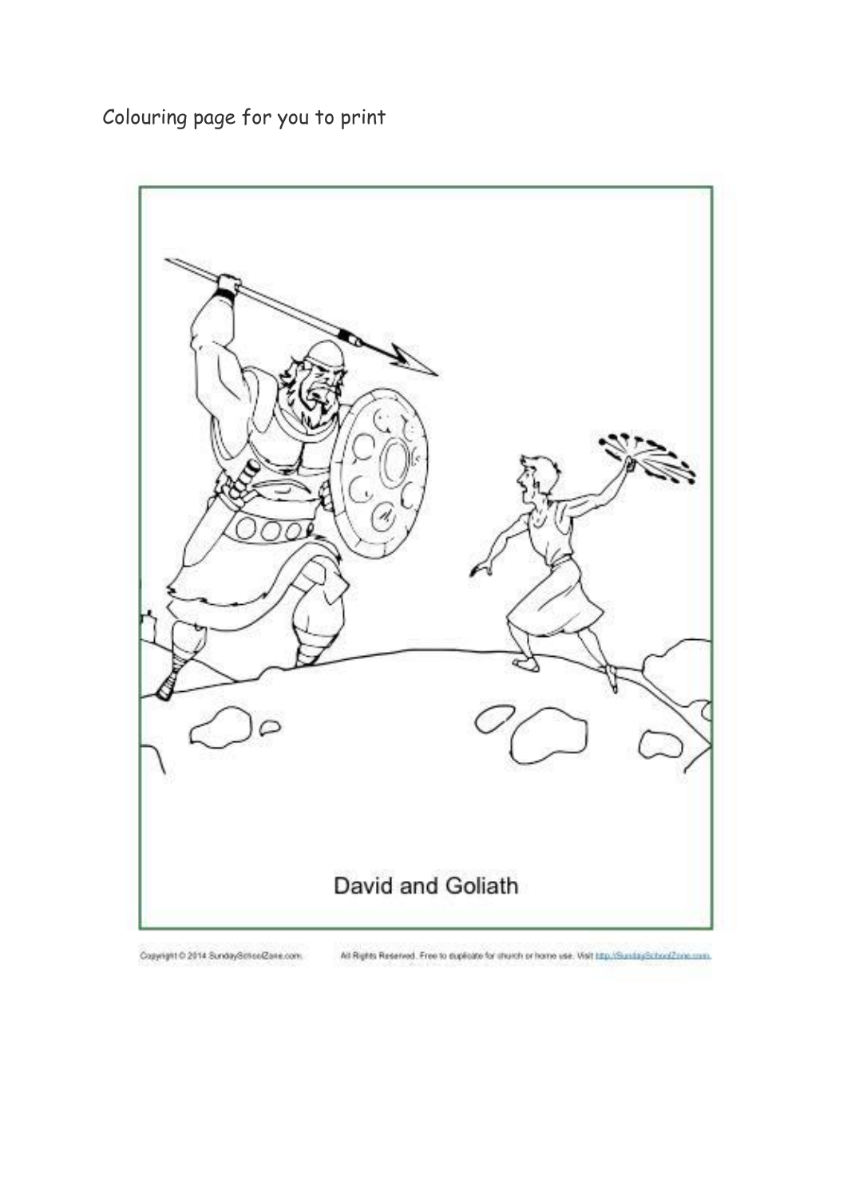Colouring page for you to print

David and Goliath

Copyright © 2014 SundaySchoolZone.com. All Rights Reserved. Free to duplicate for church or home use. Visit http://SundaySchoolZone.com.